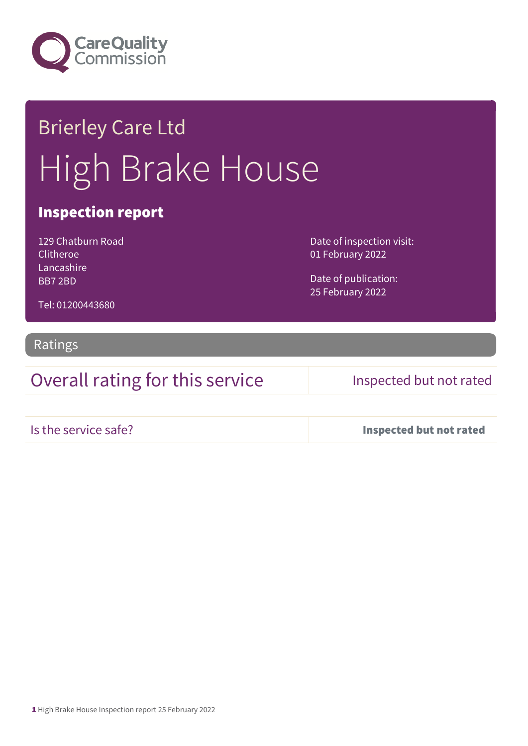Care Quality Commission

# Brierley Care Ltd

# High Brake House

## Inspection report

129 Chatburn Road
Clitheroe
Lancashire
BB7 2BD

Tel: 01200443680

Date of inspection visit:
01 February 2022

Date of publication:
25 February 2022

## Ratings

| Overall rating for this service | Inspected but not rated |
|---|---|
| Is the service safe? | **Inspected but not rated** |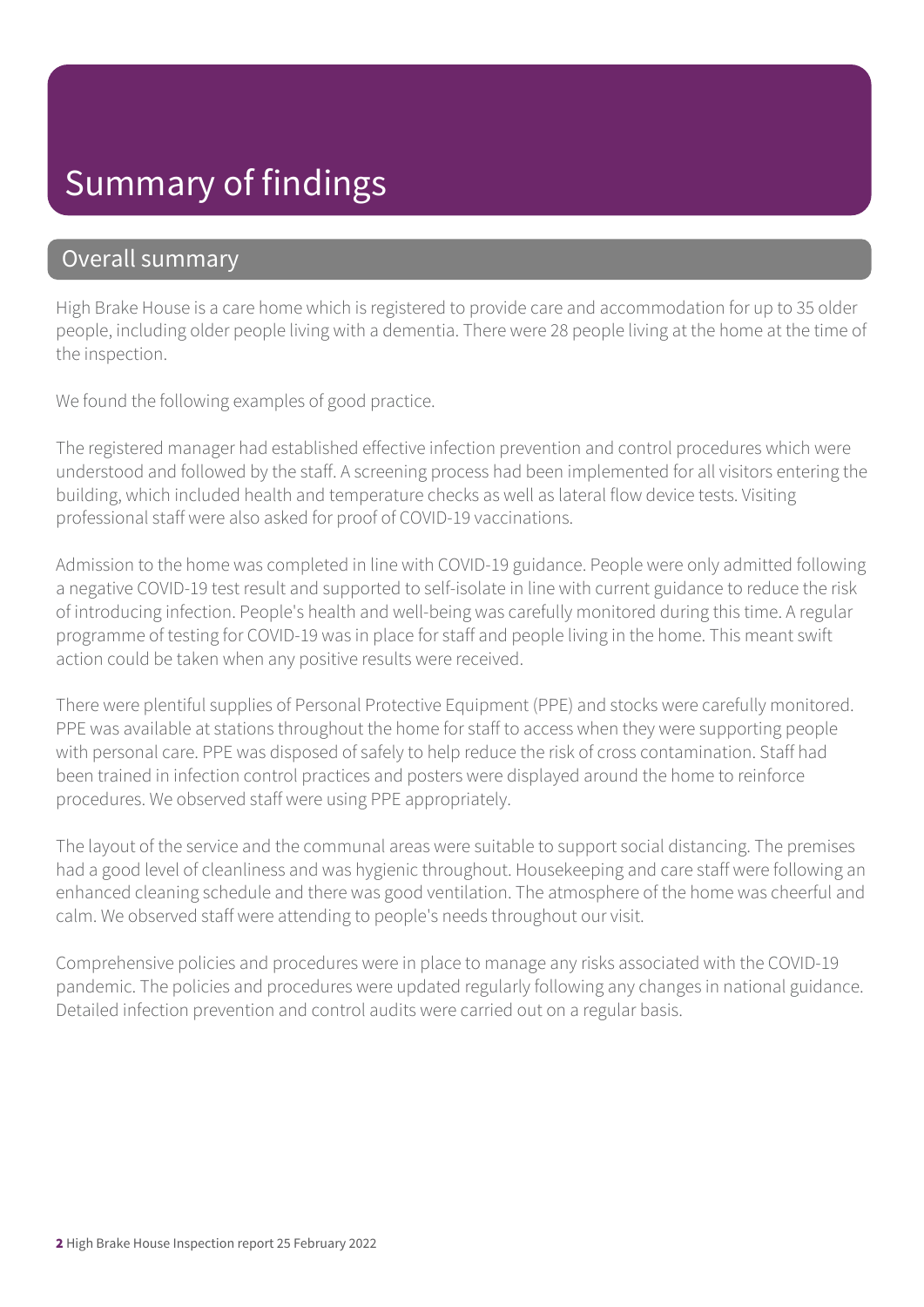# Summary of findings

## Overall summary

High Brake House is a care home which is registered to provide care and accommodation for up to 35 older people, including older people living with a dementia. There were 28 people living at the home at the time of the inspection.

We found the following examples of good practice.

The registered manager had established effective infection prevention and control procedures which were understood and followed by the staff. A screening process had been implemented for all visitors entering the building, which included health and temperature checks as well as lateral flow device tests. Visiting professional staff were also asked for proof of COVID-19 vaccinations.

Admission to the home was completed in line with COVID-19 guidance. People were only admitted following a negative COVID-19 test result and supported to self-isolate in line with current guidance to reduce the risk of introducing infection. People's health and well-being was carefully monitored during this time. A regular programme of testing for COVID-19 was in place for staff and people living in the home. This meant swift action could be taken when any positive results were received.

There were plentiful supplies of Personal Protective Equipment (PPE) and stocks were carefully monitored. PPE was available at stations throughout the home for staff to access when they were supporting people with personal care. PPE was disposed of safely to help reduce the risk of cross contamination. Staff had been trained in infection control practices and posters were displayed around the home to reinforce procedures. We observed staff were using PPE appropriately.

The layout of the service and the communal areas were suitable to support social distancing. The premises had a good level of cleanliness and was hygienic throughout. Housekeeping and care staff were following an enhanced cleaning schedule and there was good ventilation. The atmosphere of the home was cheerful and calm. We observed staff were attending to people's needs throughout our visit.

Comprehensive policies and procedures were in place to manage any risks associated with the COVID-19 pandemic. The policies and procedures were updated regularly following any changes in national guidance. Detailed infection prevention and control audits were carried out on a regular basis.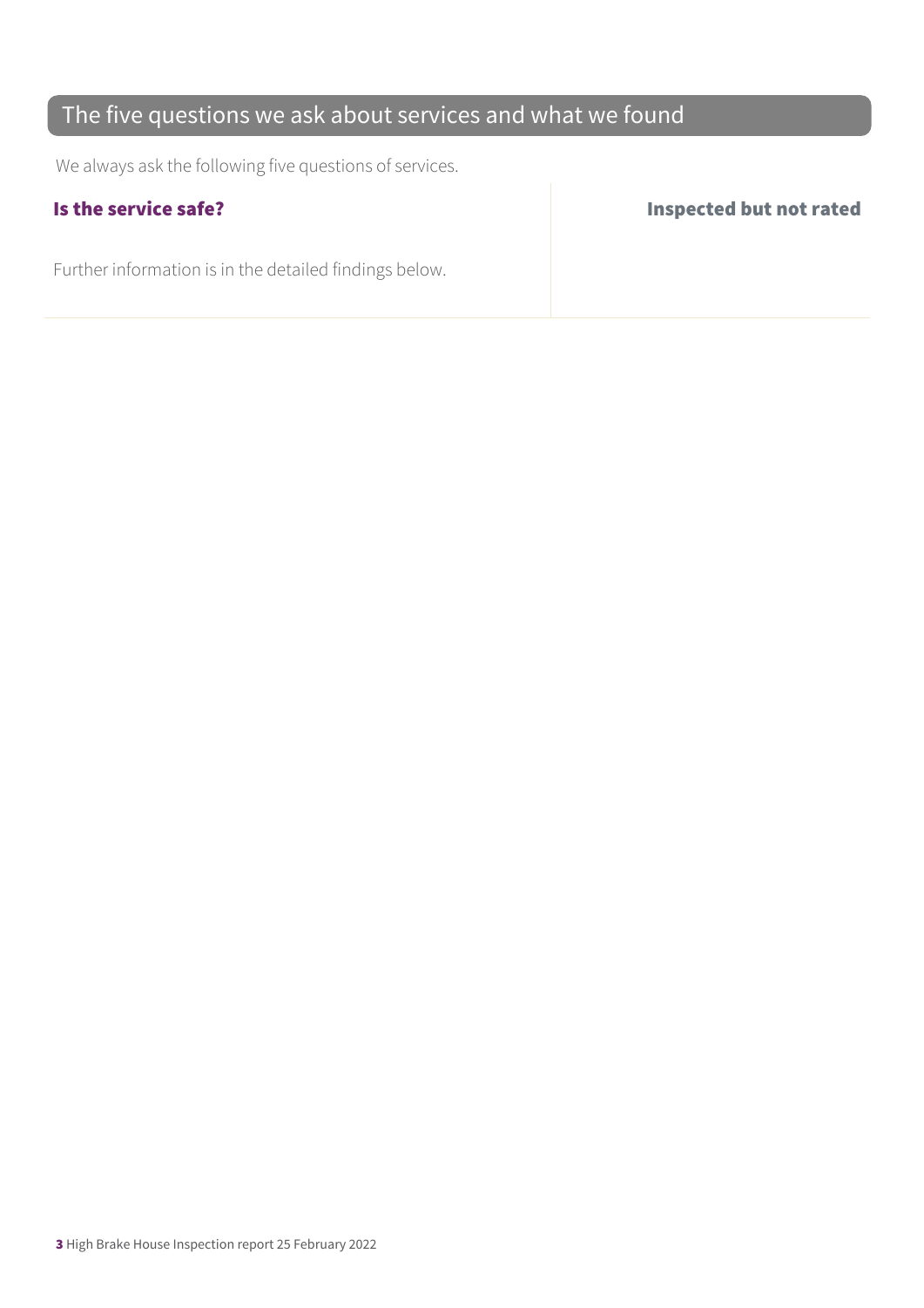## The five questions we ask about services and what we found

We always ask the following five questions of services.

| **Is the service safe?** | **Inspected but not rated** |
| --- | --- |
| Further information is in the detailed findings below. | |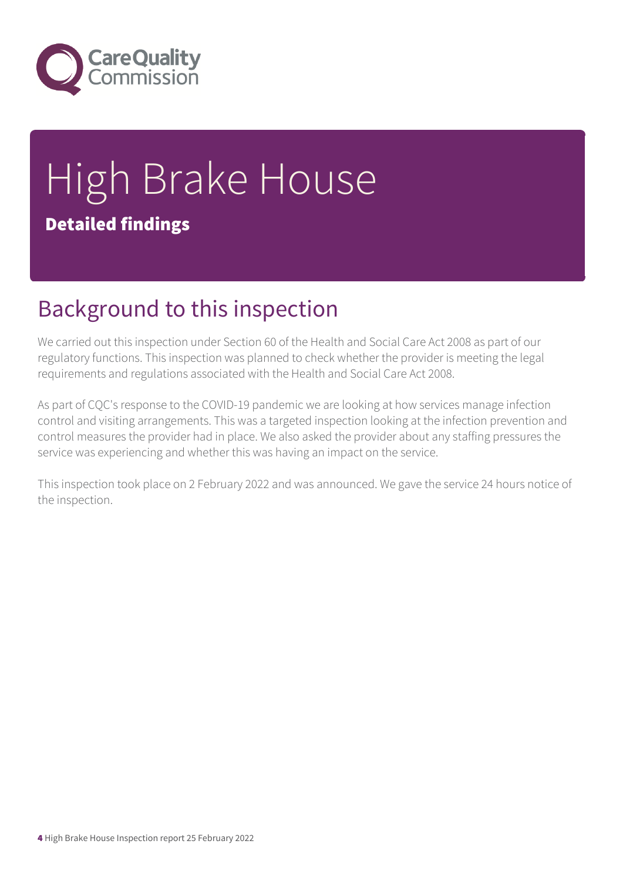# High Brake House

**Detailed findings**

## Background to this inspection

We carried out this inspection under Section 60 of the Health and Social Care Act 2008 as part of our regulatory functions. This inspection was planned to check whether the provider is meeting the legal requirements and regulations associated with the Health and Social Care Act 2008.

As part of CQC's response to the COVID-19 pandemic we are looking at how services manage infection control and visiting arrangements. This was a targeted inspection looking at the infection prevention and control measures the provider had in place. We also asked the provider about any staffing pressures the service was experiencing and whether this was having an impact on the service.

This inspection took place on 2 February 2022 and was announced. We gave the service 24 hours notice of the inspection.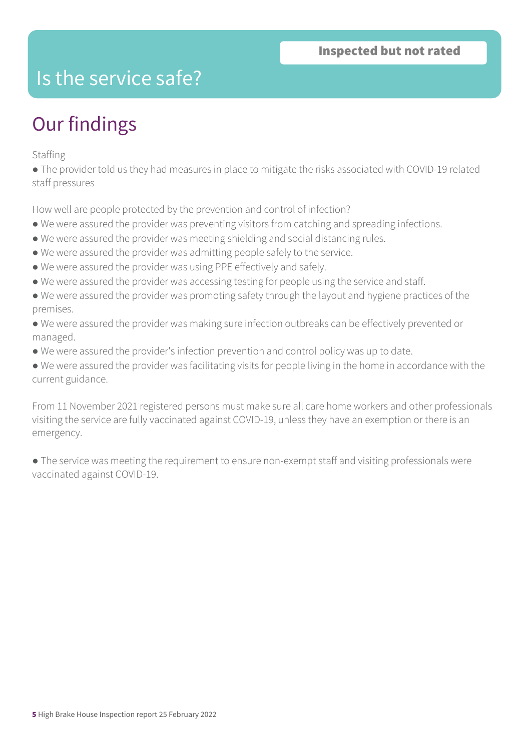**Inspected but not rated**

# Is the service safe?

## Our findings

Staffing

- The provider told us they had measures in place to mitigate the risks associated with COVID-19 related staff pressures

How well are people protected by the prevention and control of infection?

- We were assured the provider was preventing visitors from catching and spreading infections.
- We were assured the provider was meeting shielding and social distancing rules.
- We were assured the provider was admitting people safely to the service.
- We were assured the provider was using PPE effectively and safely.
- We were assured the provider was accessing testing for people using the service and staff.
- We were assured the provider was promoting safety through the layout and hygiene practices of the premises.
- We were assured the provider was making sure infection outbreaks can be effectively prevented or managed.
- We were assured the provider's infection prevention and control policy was up to date.
- We were assured the provider was facilitating visits for people living in the home in accordance with the current guidance.

From 11 November 2021 registered persons must make sure all care home workers and other professionals visiting the service are fully vaccinated against COVID-19, unless they have an exemption or there is an emergency.

- The service was meeting the requirement to ensure non-exempt staff and visiting professionals were vaccinated against COVID-19.